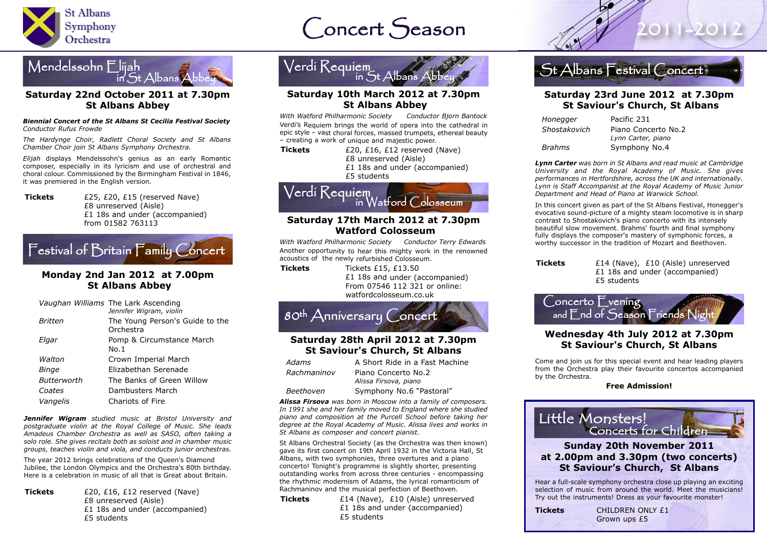St Albans Symphony Orchestra

# Concert Season 2011-2012

## Mendelssohn Elijah in St Albans Abbey

**Saturday 22nd October 2011 at 7.30pm**
**St Albans Abbey**

***Biennial Concert of the St Albans St Cecilia Festival Society***
*Conductor Rufus Frowde*

*The Hardynge Choir, Radlett Choral Society and St Albans Chamber Choir join St Albans Symphony Orchestra.*

*Elijah* displays Mendelssohn's genius as an early Romantic composer, especially in its lyricism and use of orchestral and choral colour. Commissioned by the Birmingham Festival in 1846, it was premiered in the English version.

**Tickets** £25, £20, £15 (reserved Nave)
£8 unreserved (Aisle)
£1 18s and under (accompanied)
from 01582 763113

## Festival of Britain Family Concert

**Monday 2nd Jan 2012 at 7.00pm**
**St Albans Abbey**

| | |
|---|---|
| *Vaughan Williams* | The Lark Ascending *Jennifer Wigram, violin* |
| *Britten* | The Young Person's Guide to the Orchestra |
| *Elgar* | Pomp & Circumstance March No.1 |
| *Walton* | Crown Imperial March |
| *Binge* | Elizabethan Serenade |
| *Butterworth* | The Banks of Green Willow |
| *Coates* | Dambusters March |
| *Vangelis* | Chariots of Fire |

***Jennifer Wigram*** *studied music at Bristol University and postgraduate violin at the Royal College of Music. She leads Amadeus Chamber Orchestra as well as SASO, often taking a solo role. She gives recitals both as soloist and in chamber music groups, teaches violin and viola, and conducts junior orchestras.*

The year 2012 brings celebrations of the Queen's Diamond Jubilee, the London Olympics and the Orchestra's 80th birthday. Here is a celebration in music of all that is Great about Britain.

**Tickets** £20, £16, £12 reserved (Nave)
£8 unreserved (Aisle)
£1 18s and under (accompanied)
£5 students

## Verdi Requiem in St Albans Abbey

**Saturday 10th March 2012 at 7.30pm**
**St Albans Abbey**

*With Watford Philharmonic Society Conductor Bjorn Bantock*

Verdi's Requiem brings the world of opera into the cathedral in epic style – vast choral forces, massed trumpets, ethereal beauty – creating a work of unique and majestic power.

**Tickets** £20, £16, £12 reserved (Nave)
£8 unreserved (Aisle)
£1 18s and under (accompanied)
£5 students

## Verdi Requiem in Watford Colosseum

**Saturday 17th March 2012 at 7.30pm**
**Watford Colosseum**

*With Watford Philharmonic Society Conductor Terry Edwards*

Another opportunity to hear this mighty work in the renowned acoustics of the newly refurbished Colosseum.

**Tickets** Tickets £15, £13.50
£1 18s and under (accompanied)
From 07546 112 321 or online: watfordcolosseum.co.uk

## 80th Anniversary Concert

**Saturday 28th April 2012 at 7.30pm**
**St Saviour's Church, St Albans**

| | |
|---|---|
| *Adams* | A Short Ride in a Fast Machine |
| *Rachmaninov* | Piano Concerto No.2 *Alissa Firsova, piano* |
| *Beethoven* | Symphony No.6 "Pastoral" |

***Alissa Firsova*** *was born in Moscow into a family of composers. In 1991 she and her family moved to England where she studied piano and composition at the Purcell School before taking her degree at the Royal Academy of Music. Alissa lives and works in St Albans as composer and concert pianist.*

St Albans Orchestral Society (as the Orchestra was then known) gave its first concert on 19th April 1932 in the Victoria Hall, St Albans, with two symphonies, three overtures and a piano concerto! Tonight's programme is slightly shorter, presenting outstanding works from across three centuries - encompassing the rhythmic modernism of Adams, the lyrical romanticism of Rachmaninov and the musical perfection of Beethoven.

**Tickets** £14 (Nave), £10 (Aisle) unreserved
£1 18s and under (accompanied)
£5 students

## St Albans Festival Concert

**Saturday 23rd June 2012 at 7.30pm**
**St Saviour's Church, St Albans**

| | |
|---|---|
| *Honegger* | Pacific 231 |
| *Shostakovich* | Piano Concerto No.2 *Lynn Carter, piano* |
| *Brahms* | Symphony No.4 |

***Lynn Carter*** *was born in St Albans and read music at Cambridge University and the Royal Academy of Music. She gives performances in Hertfordshire, across the UK and internationally. Lynn is Staff Accompanist at the Royal Academy of Music Junior Department and Head of Piano at Warwick School.*

In this concert given as part of the St Albans Festival, Honegger's evocative sound-picture of a mighty steam locomotive is in sharp contrast to Shostakovich's piano concerto with its intensely beautiful slow movement. Brahms' fourth and final symphony fully displays the composer's mastery of symphonic forces, a worthy successor in the tradition of Mozart and Beethoven.

**Tickets** £14 (Nave), £10 (Aisle) unreserved
£1 18s and under (accompanied)
£5 students

## Concerto Evening and End of Season Friends Night

**Wednesday 4th July 2012 at 7.30pm**
**St Saviour's Church, St Albans**

Come and join us for this special event and hear leading players from the Orchestra play their favourite concertos accompanied by the Orchestra.

**Free Admission!**

## Little Monsters! Concerts for Children

**Sunday 20th November 2011**
**at 2.00pm and 3.30pm (two concerts)**
**St Saviour's Church, St Albans**

Hear a full-scale symphony orchestra close up playing an exciting selection of music from around the world. Meet the musicians! Try out the instruments! Dress as your favourite monster!

**Tickets** CHILDREN ONLY £1
Grown ups £5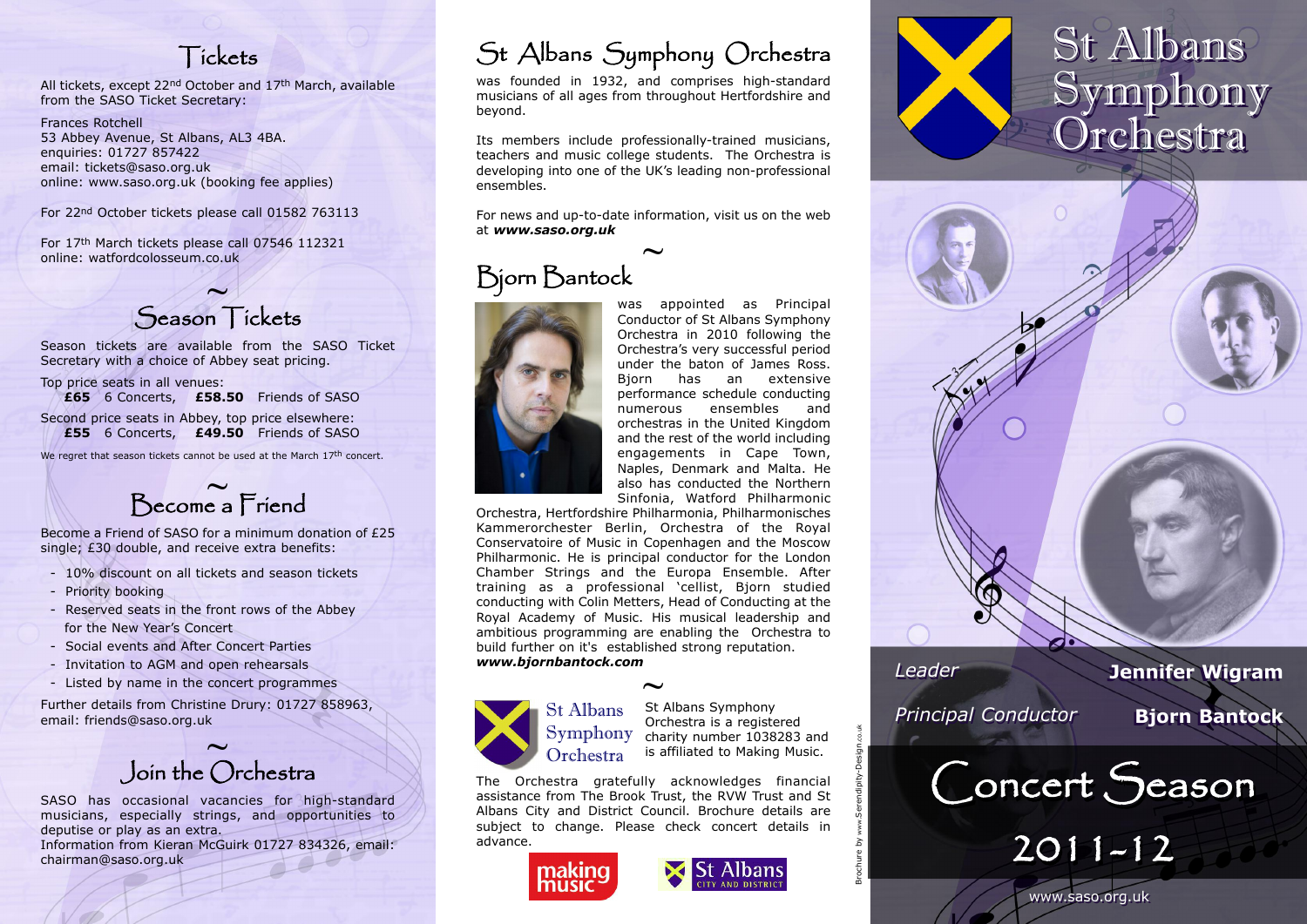# Tickets

All tickets, except 22nd October and 17th March, available from the SASO Ticket Secretary:

Frances Rotchell
53 Abbey Avenue, St Albans, AL3 4BA.
enquiries: 01727 857422
email: tickets@saso.org.uk
online: www.saso.org.uk (booking fee applies)

For 22nd October tickets please call 01582 763113

For 17th March tickets please call 07546 112321
online: watfordcolosseum.co.uk

~

## Season Tickets

Season tickets are available from the SASO Ticket Secretary with a choice of Abbey seat pricing.

Top price seats in all venues:
**£65** 6 Concerts, **£58.50** Friends of SASO

Second price seats in Abbey, top price elsewhere:
**£55** 6 Concerts, **£49.50** Friends of SASO

We regret that season tickets cannot be used at the March 17th concert.

~

## Become a Friend

Become a Friend of SASO for a minimum donation of £25 single; £30 double, and receive extra benefits:

- 10% discount on all tickets and season tickets
- Priority booking
- Reserved seats in the front rows of the Abbey for the New Year's Concert
- Social events and After Concert Parties
- Invitation to AGM and open rehearsals
- Listed by name in the concert programmes

Further details from Christine Drury: 01727 858963, email: friends@saso.org.uk

~

## Join the Orchestra

SASO has occasional vacancies for high-standard musicians, especially strings, and opportunities to deputise or play as an extra.
Information from Kieran McGuirk 01727 834326, email: chairman@saso.org.uk

# St Albans Symphony Orchestra

was founded in 1932, and comprises high-standard musicians of all ages from throughout Hertfordshire and beyond.

Its members include professionally-trained musicians, teachers and music college students. The Orchestra is developing into one of the UK's leading non-professional ensembles.

For news and up-to-date information, visit us on the web at ***www.saso.org.uk***

~

## Bjorn Bantock

was appointed as Principal Conductor of St Albans Symphony Orchestra in 2010 following the Orchestra's very successful period under the baton of James Ross. Bjorn has an extensive performance schedule conducting numerous ensembles and orchestras in the United Kingdom and the rest of the world including engagements in Cape Town, Naples, Denmark and Malta. He also has conducted the Northern Sinfonia, Watford Philharmonic Orchestra, Hertfordshire Philharmonia, Philharmonisches Kammerorchester Berlin, Orchestra of the Royal Conservatoire of Music in Copenhagen and the Moscow Philharmonic. He is principal conductor for the London Chamber Strings and the Europa Ensemble. After training as a professional 'cellist, Bjorn studied conducting with Colin Metters, Head of Conducting at the Royal Academy of Music. His musical leadership and ambitious programming are enabling the Orchestra to build further on it's established strong reputation.
***www.bjornbantock.com***

~

St Albans Symphony Orchestra

St Albans Symphony Orchestra is a registered charity number 1038283 and is affiliated to Making Music.

The Orchestra gratefully acknowledges financial assistance from The Brook Trust, the RVW Trust and St Albans City and District Council. Brochure details are subject to change. Please check concert details in advance.

making music

St Albans CITY AND DISTRICT

Brochure by www.Serendipity-Design.co.uk

# St Albans Symphony Orchestra

*Leader* **Jennifer Wigram**

*Principal Conductor* **Bjorn Bantock**

# Concert Season 2011-12

www.saso.org.uk